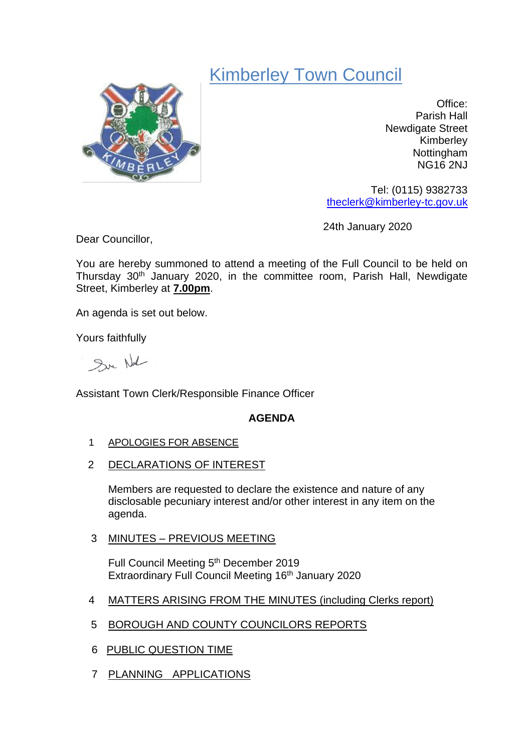# Kimberley Town Council

Office:
Parish Hall
Newdigate Street
Kimberley
Nottingham
NG16 2NJ

Tel: (0115) 9382733
theclerk@kimberley-tc.gov.uk

24th January 2020

Dear Councillor,

You are hereby summoned to attend a meeting of the Full Council to be held on Thursday 30th January 2020, in the committee room, Parish Hall, Newdigate Street, Kimberley at **7.00pm**.

An agenda is set out below.

Yours faithfully

Assistant Town Clerk/Responsible Finance Officer

## AGENDA

1 APOLOGIES FOR ABSENCE

2 DECLARATIONS OF INTEREST

Members are requested to declare the existence and nature of any disclosable pecuniary interest and/or other interest in any item on the agenda.

3 MINUTES – PREVIOUS MEETING

Full Council Meeting 5th December 2019
Extraordinary Full Council Meeting 16th January 2020

4 MATTERS ARISING FROM THE MINUTES (including Clerks report)

5 BOROUGH AND COUNTY COUNCILORS REPORTS

6 PUBLIC QUESTION TIME

7 PLANNING APPLICATIONS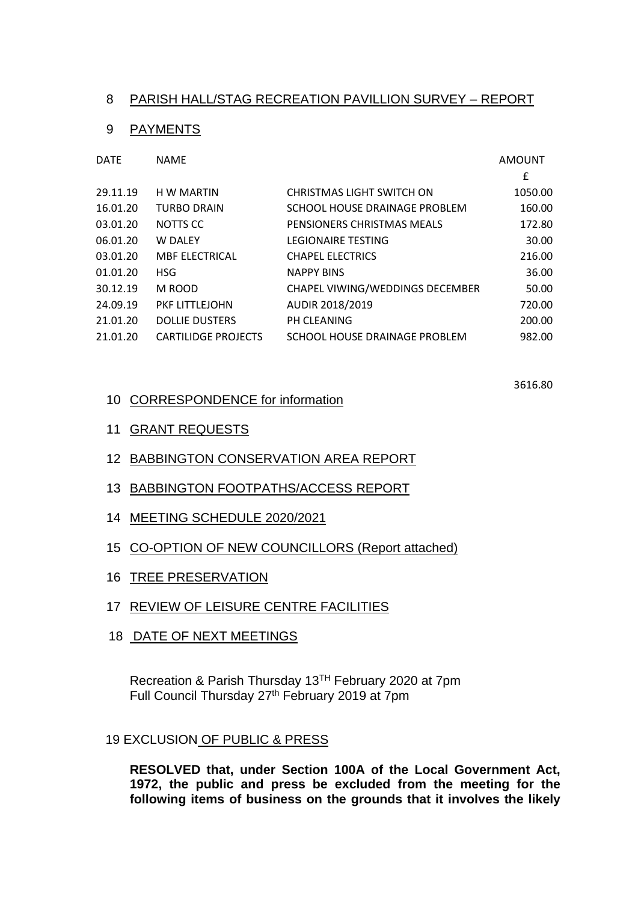## 8 PARISH HALL/STAG RECREATION PAVILLION SURVEY – REPORT

## 9 PAYMENTS

| DATE | NAME | | AMOUNT |
|---|---|---|---|
| | | | £ |
| 29.11.19 | H W MARTIN | CHRISTMAS LIGHT SWITCH ON | 1050.00 |
| 16.01.20 | TURBO DRAIN | SCHOOL HOUSE DRAINAGE PROBLEM | 160.00 |
| 03.01.20 | NOTTS CC | PENSIONERS CHRISTMAS MEALS | 172.80 |
| 06.01.20 | W DALEY | LEGIONAIRE TESTING | 30.00 |
| 03.01.20 | MBF ELECTRICAL | CHAPEL ELECTRICS | 216.00 |
| 01.01.20 | HSG | NAPPY BINS | 36.00 |
| 30.12.19 | M ROOD | CHAPEL VIWING/WEDDINGS DECEMBER | 50.00 |
| 24.09.19 | PKF LITTLEJOHN | AUDIR 2018/2019 | 720.00 |
| 21.01.20 | DOLLIE DUSTERS | PH CLEANING | 200.00 |
| 21.01.20 | CARTILIDGE PROJECTS | SCHOOL HOUSE DRAINAGE PROBLEM | 982.00 |
| | | | 3616.80 |

## 10 CORRESPONDENCE for information

## 11 GRANT REQUESTS

## 12 BABBINGTON CONSERVATION AREA REPORT

## 13 BABBINGTON FOOTPATHS/ACCESS REPORT

## 14 MEETING SCHEDULE 2020/2021

## 15 CO-OPTION OF NEW COUNCILLORS (Report attached)

## 16 TREE PRESERVATION

## 17 REVIEW OF LEISURE CENTRE FACILITIES

## 18 DATE OF NEXT MEETINGS

Recreation & Parish Thursday 13TH February 2020 at 7pm
Full Council Thursday 27th February 2019 at 7pm

## 19 EXCLUSION OF PUBLIC & PRESS

**RESOLVED that, under Section 100A of the Local Government Act, 1972, the public and press be excluded from the meeting for the following items of business on the grounds that it involves the likely**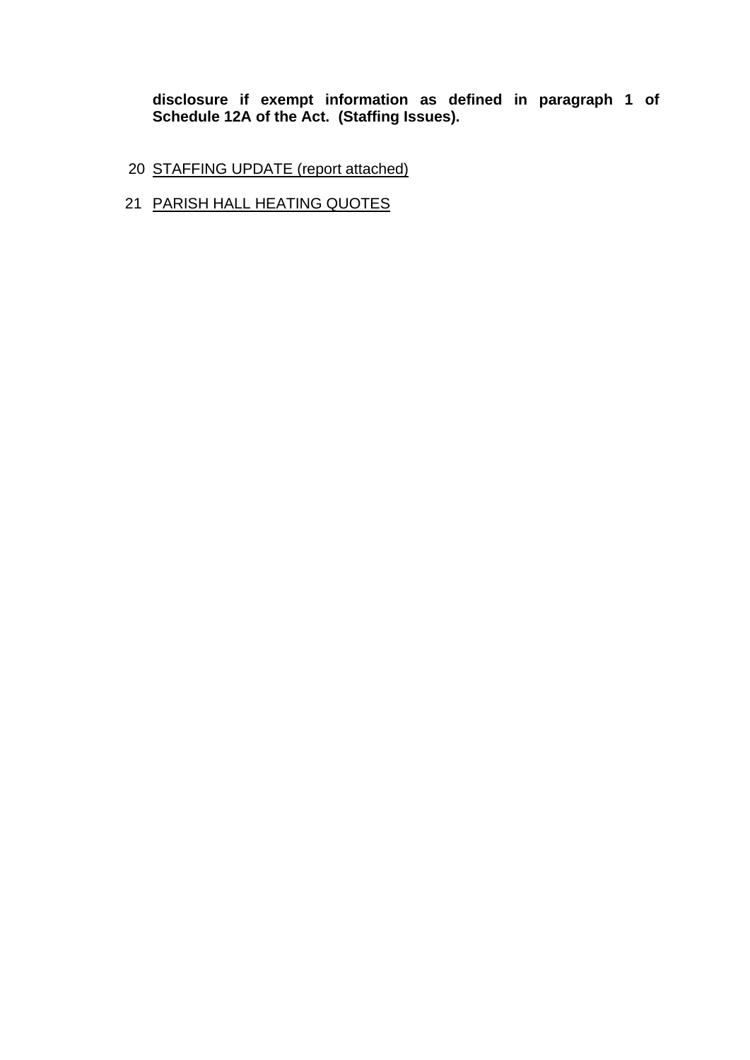**disclosure if exempt information as defined in paragraph 1 of Schedule 12A of the Act. (Staffing Issues).**

20 STAFFING UPDATE (report attached)

21 PARISH HALL HEATING QUOTES